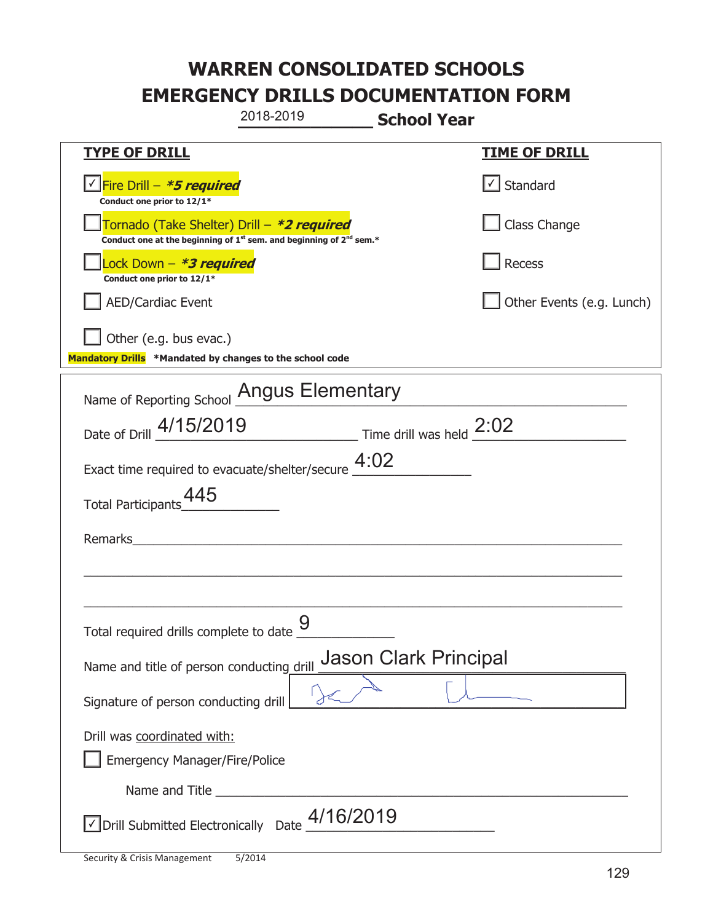# WARREN CONSOLIDATED SCHOOLS
# EMERGENCY DRILLS DOCUMENTATION FORM

2018-2019 **School Year**

| **TYPE OF DRILL** | **TIME OF DRILL** |
|---|---|
| ☑ Fire Drill – ***5 required*** <br> **Conduct one prior to 12/1*** | ☑ Standard |
| ☐ Tornado (Take Shelter) Drill – ***2 required*** <br> **Conduct one at the beginning of 1st sem. and beginning of 2nd sem.*** | ☐ Class Change |
| ☐ Lock Down – ***3 required*** <br> **Conduct one prior to 12/1*** | ☐ Recess |
| ☐ AED/Cardiac Event | ☐ Other Events (e.g. Lunch) |
| ☐ Other (e.g. bus evac.) | |

**Mandatory Drills** **\*Mandated by changes to the school code**

Name of Reporting School: Angus Elementary

Date of Drill: 4/15/2019 Time drill was held: 2:02

Exact time required to evacuate/shelter/secure: 4:02

Total Participants: 445

Remarks:

Total required drills complete to date: 9

Name and title of person conducting drill: Jason Clark Principal

Signature of person conducting drill: [signature]

Drill was coordinated with:

☐ Emergency Manager/Fire/Police

Name and Title:

☑ Drill Submitted Electronically Date: 4/16/2019

Security & Crisis Management 5/2014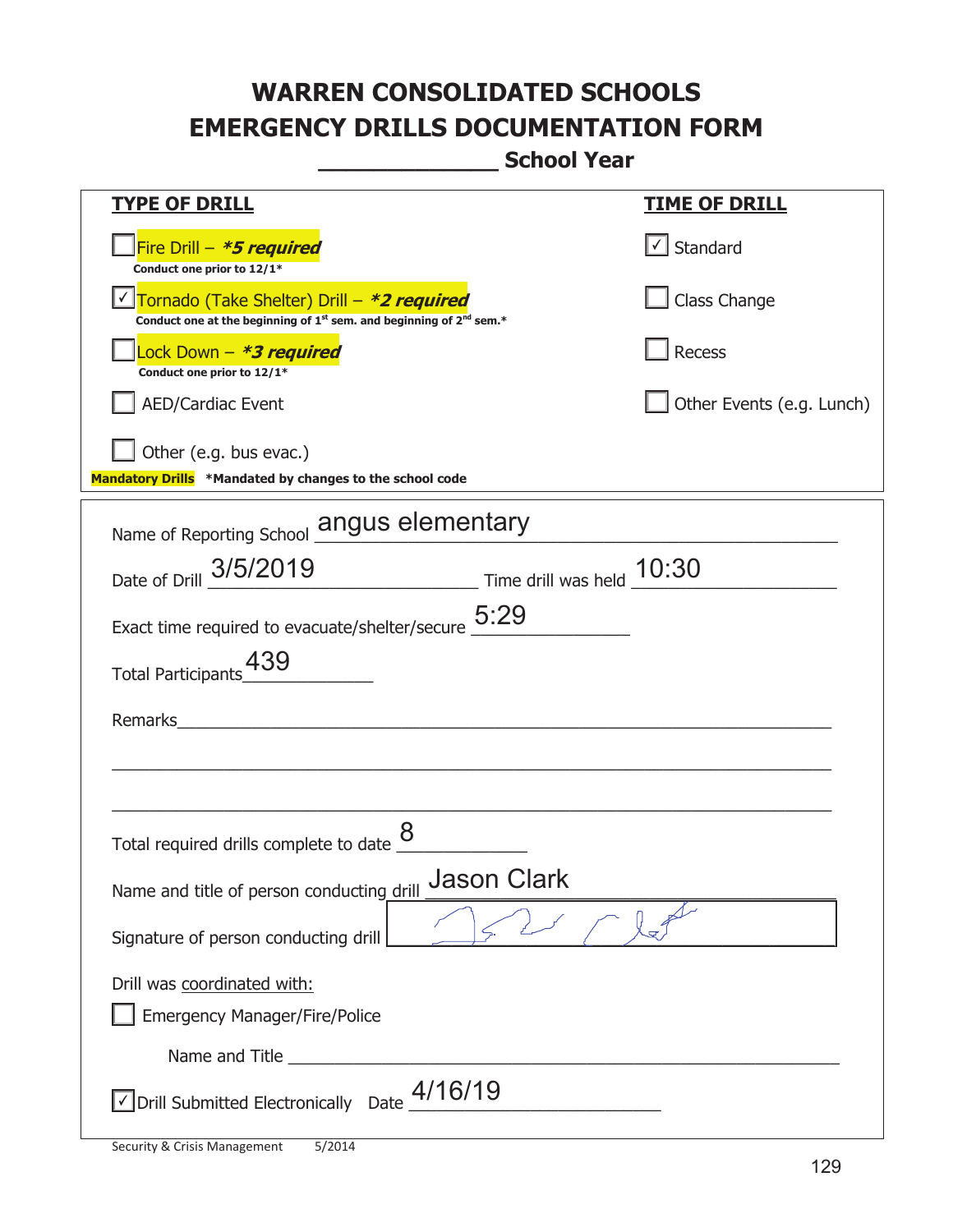# WARREN CONSOLIDATED SCHOOLS
# EMERGENCY DRILLS DOCUMENTATION FORM
## _______________ School Year

| **TYPE OF DRILL** | **TIME OF DRILL** |
|---|---|
| ☐ Fire Drill – ***5 required*** <br> **Conduct one prior to 12/1*** | ☑ Standard |
| ☑ Tornado (Take Shelter) Drill – ***2 required*** <br> **Conduct one at the beginning of 1st sem. and beginning of 2nd sem.*** | ☐ Class Change |
| ☐ Lock Down – ***3 required*** <br> **Conduct one prior to 12/1*** | ☐ Recess |
| ☐ AED/Cardiac Event | ☐ Other Events (e.g. Lunch) |
| ☐ Other (e.g. bus evac.) | |

**Mandatory Drills** ***Mandated by changes to the school code**

Name of Reporting School: angus elementary

Date of Drill: 3/5/2019 Time drill was held: 10:30

Exact time required to evacuate/shelter/secure: 5:29

Total Participants: 439

Remarks: ______________________________________________

______________________________________________

______________________________________________

Total required drills complete to date: 8

Name and title of person conducting drill: Jason Clark

Signature of person conducting drill: [signature]

Drill was coordinated with:

☐ Emergency Manager/Fire/Police

Name and Title ______________________________________________

☑ Drill Submitted Electronically Date: 4/16/19

Security & Crisis Management 5/2014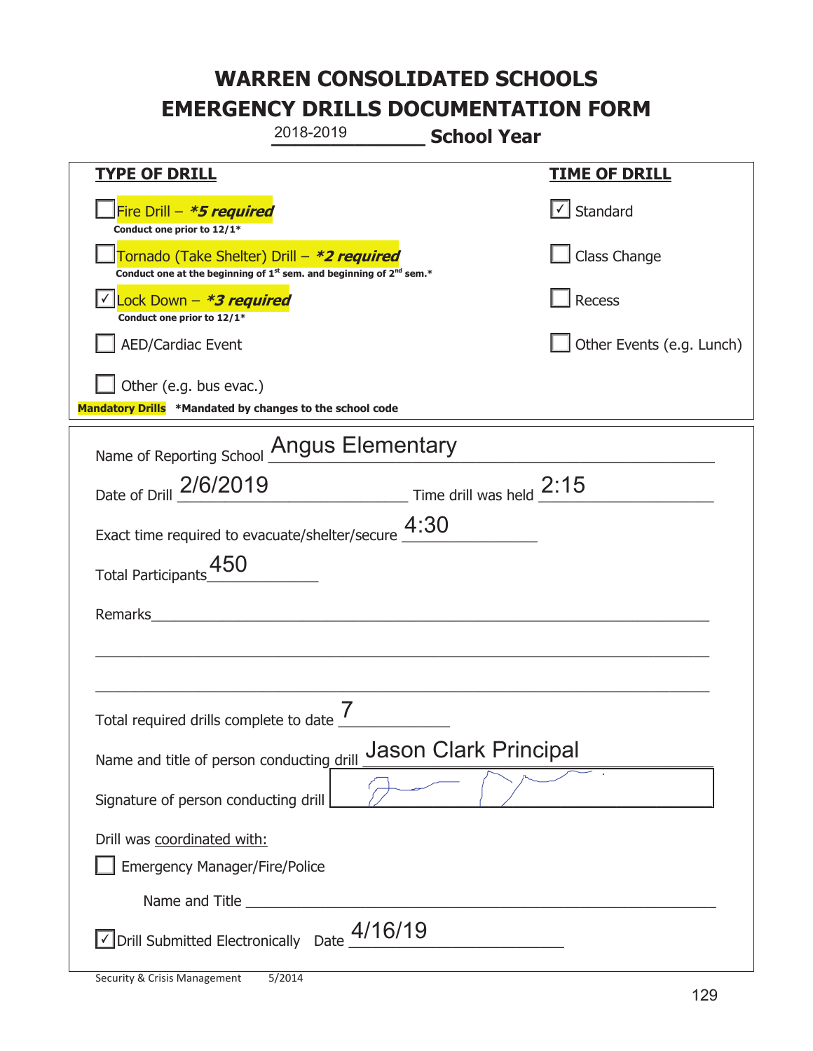# WARREN CONSOLIDATED SCHOOLS
# EMERGENCY DRILLS DOCUMENTATION FORM

2018-2019 **School Year**

| **TYPE OF DRILL** | **TIME OF DRILL** |
|---|---|
| ☐ Fire Drill – ***5 required*** <br> **Conduct one prior to 12/1*** | ☑ Standard |
| ☐ Tornado (Take Shelter) Drill – ***2 required*** <br> **Conduct one at the beginning of 1st sem. and beginning of 2nd sem.*** | ☐ Class Change |
| ☑ Lock Down – ***3 required*** <br> **Conduct one prior to 12/1*** | ☐ Recess |
| ☐ AED/Cardiac Event | ☐ Other Events (e.g. Lunch) |
| ☐ Other (e.g. bus evac.) | |

**Mandatory Drills** ***Mandated by changes to the school code**

Name of Reporting School: Angus Elementary

Date of Drill: 2/6/2019 Time drill was held: 2:15

Exact time required to evacuate/shelter/secure: 4:30

Total Participants: 450

Remarks: ______________________________

Total required drills complete to date: 7

Name and title of person conducting drill: Jason Clark Principal

Signature of person conducting drill: [signature]

Drill was coordinated with:

☐ Emergency Manager/Fire/Police

Name and Title ______________________________

☑ Drill Submitted Electronically Date: 4/16/19

Security & Crisis Management 5/2014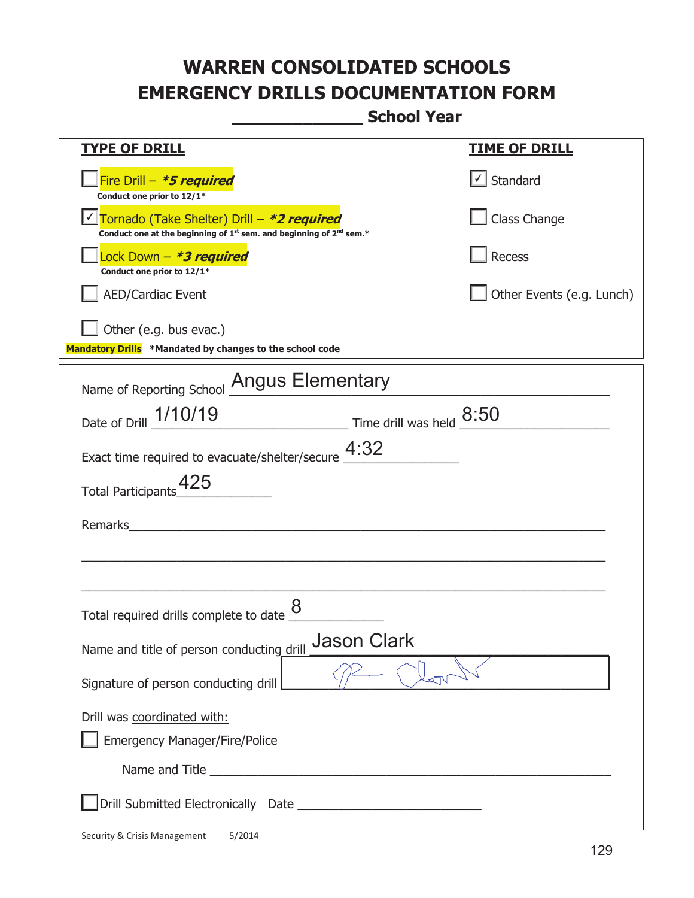# WARREN CONSOLIDATED SCHOOLS
# EMERGENCY DRILLS DOCUMENTATION FORM
## _____________ School Year

| **TYPE OF DRILL** | **TIME OF DRILL** |
|---|---|
| ☐ Fire Drill – ***5 required*** <br> **Conduct one prior to 12/1*** | ☑ Standard |
| ☑ Tornado (Take Shelter) Drill – ***2 required*** <br> **Conduct one at the beginning of 1st sem. and beginning of 2nd sem.*** | ☐ Class Change |
| ☐ Lock Down – ***3 required*** <br> **Conduct one prior to 12/1*** | ☐ Recess |
| ☐ AED/Cardiac Event | ☐ Other Events (e.g. Lunch) |
| ☐ Other (e.g. bus evac.) | |

**Mandatory Drills** **\*Mandated by changes to the school code**

Name of Reporting School: Angus Elementary

Date of Drill: 1/10/19 Time drill was held: 8:50

Exact time required to evacuate/shelter/secure: 4:32

Total Participants: 425

Remarks: ____________________________________________

____________________________________________

____________________________________________

Total required drills complete to date: 8

Name and title of person conducting drill: Jason Clark

Signature of person conducting drill: [signature]

Drill was coordinated with:

☐ Emergency Manager/Fire/Police

Name and Title ____________________________________________

☐ Drill Submitted Electronically Date ______________________

Security & Crisis Management 5/2014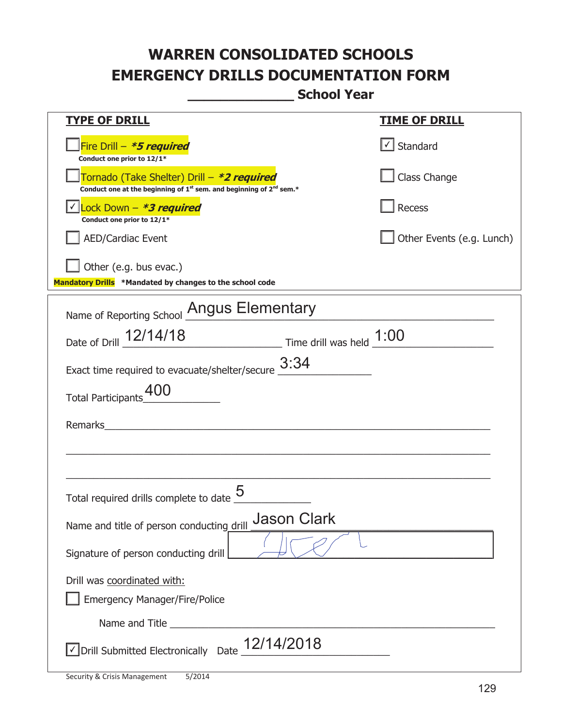# WARREN CONSOLIDATED SCHOOLS
# EMERGENCY DRILLS DOCUMENTATION FORM
## _____________ School Year

| TYPE OF DRILL | TIME OF DRILL |
|---|---|
| ☐ Fire Drill – ***5 required*** <br> **Conduct one prior to 12/1*** | ☑ Standard |
| ☐ Tornado (Take Shelter) Drill – ***2 required*** <br> **Conduct one at the beginning of 1st sem. and beginning of 2nd sem.*** | ☐ Class Change |
| ☑ Lock Down – ***3 required*** <br> **Conduct one prior to 12/1*** | ☐ Recess |
| ☐ AED/Cardiac Event | ☐ Other Events (e.g. Lunch) |
| ☐ Other (e.g. bus evac.) | |

**Mandatory Drills** **\*Mandated by changes to the school code**

Name of Reporting School: Angus Elementary

Date of Drill: 12/14/18 Time drill was held: 1:00

Exact time required to evacuate/shelter/secure: 3:34

Total Participants: 400

Remarks: ____________________________________________

Total required drills complete to date: 5

Name and title of person conducting drill: Jason Clark

Signature of person conducting drill: [signature]

Drill was coordinated with:

☐ Emergency Manager/Fire/Police

Name and Title ____________________________________________

☑ Drill Submitted Electronically Date: 12/14/2018

Security & Crisis Management 5/2014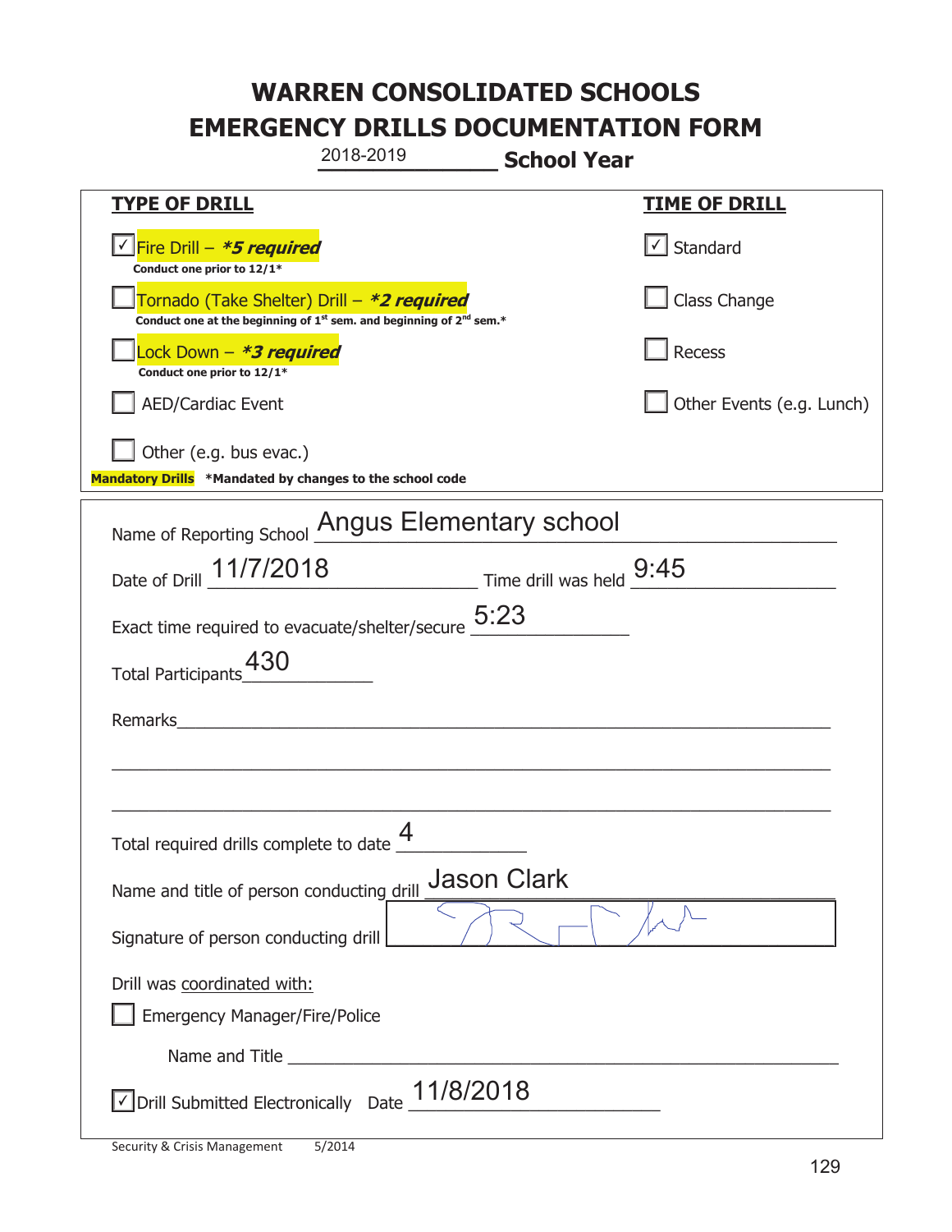# WARREN CONSOLIDATED SCHOOLS
# EMERGENCY DRILLS DOCUMENTATION FORM

2018-2019 **School Year**

| **TYPE OF DRILL** | **TIME OF DRILL** |
|---|---|
| ☑ Fire Drill – ***5 required*** <br> **Conduct one prior to 12/1*** | ☑ Standard |
| ☐ Tornado (Take Shelter) Drill – ***2 required*** <br> **Conduct one at the beginning of 1st sem. and beginning of 2nd sem.*** | ☐ Class Change |
| ☐ Lock Down – ***3 required*** <br> **Conduct one prior to 12/1*** | ☐ Recess |
| ☐ AED/Cardiac Event | ☐ Other Events (e.g. Lunch) |
| ☐ Other (e.g. bus evac.) | |

**Mandatory Drills** **\*Mandated by changes to the school code**

Name of Reporting School: Angus Elementary school

Date of Drill: 11/7/2018 Time drill was held: 9:45

Exact time required to evacuate/shelter/secure: 5:23

Total Participants: 430

Remarks: ______________________________

Total required drills complete to date: 4

Name and title of person conducting drill: Jason Clark

Signature of person conducting drill: [signature]

Drill was coordinated with:

☐ Emergency Manager/Fire/Police

Name and Title ______________________________

☑ Drill Submitted Electronically Date: 11/8/2018

Security & Crisis Management 5/2014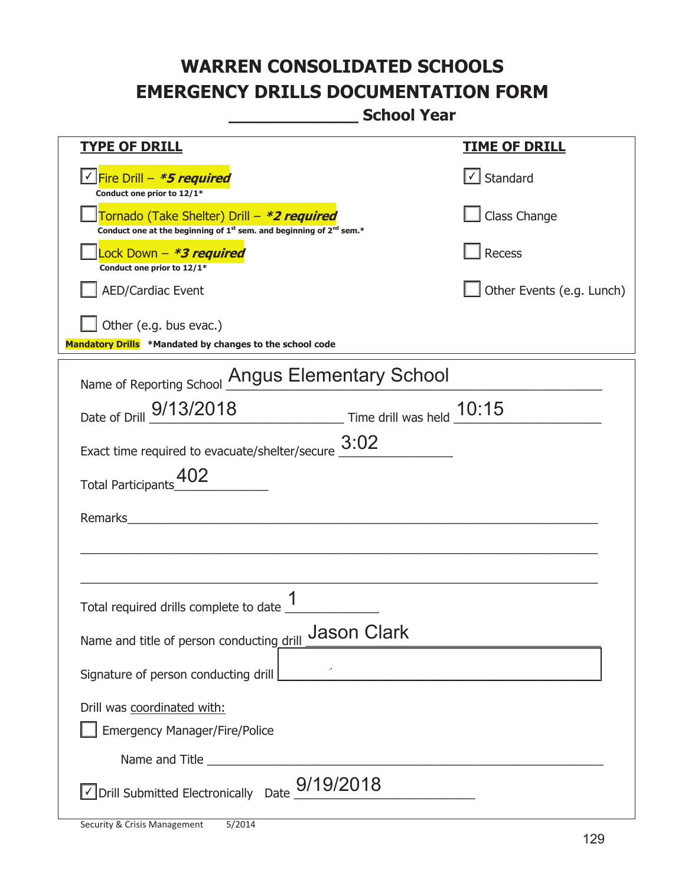# WARREN CONSOLIDATED SCHOOLS
# EMERGENCY DRILLS DOCUMENTATION FORM
## _____________ School Year

| TYPE OF DRILL | TIME OF DRILL |
|---|---|
| ☑ Fire Drill – ***5 required*** <br> Conduct one prior to 12/1* | ☑ Standard |
| ☐ Tornado (Take Shelter) Drill – ***2 required*** <br> Conduct one at the beginning of 1st sem. and beginning of 2nd sem.* | ☐ Class Change |
| ☐ Lock Down – ***3 required*** <br> Conduct one prior to 12/1* | ☐ Recess |
| ☐ AED/Cardiac Event | ☐ Other Events (e.g. Lunch) |
| ☐ Other (e.g. bus evac.) | |

**Mandatory Drills** *Mandated by changes to the school code

Name of Reporting School: Angus Elementary School

Date of Drill: 9/13/2018  Time drill was held: 10:15

Exact time required to evacuate/shelter/secure: 3:02

Total Participants: 402

Remarks: ____________________________________________

Total required drills complete to date: 1

Name and title of person conducting drill: Jason Clark

Signature of person conducting drill: ____________________

Drill was coordinated with:

☐ Emergency Manager/Fire/Police

Name and Title ____________________________________________

☑ Drill Submitted Electronically  Date: 9/19/2018

Security & Crisis Management  5/2014